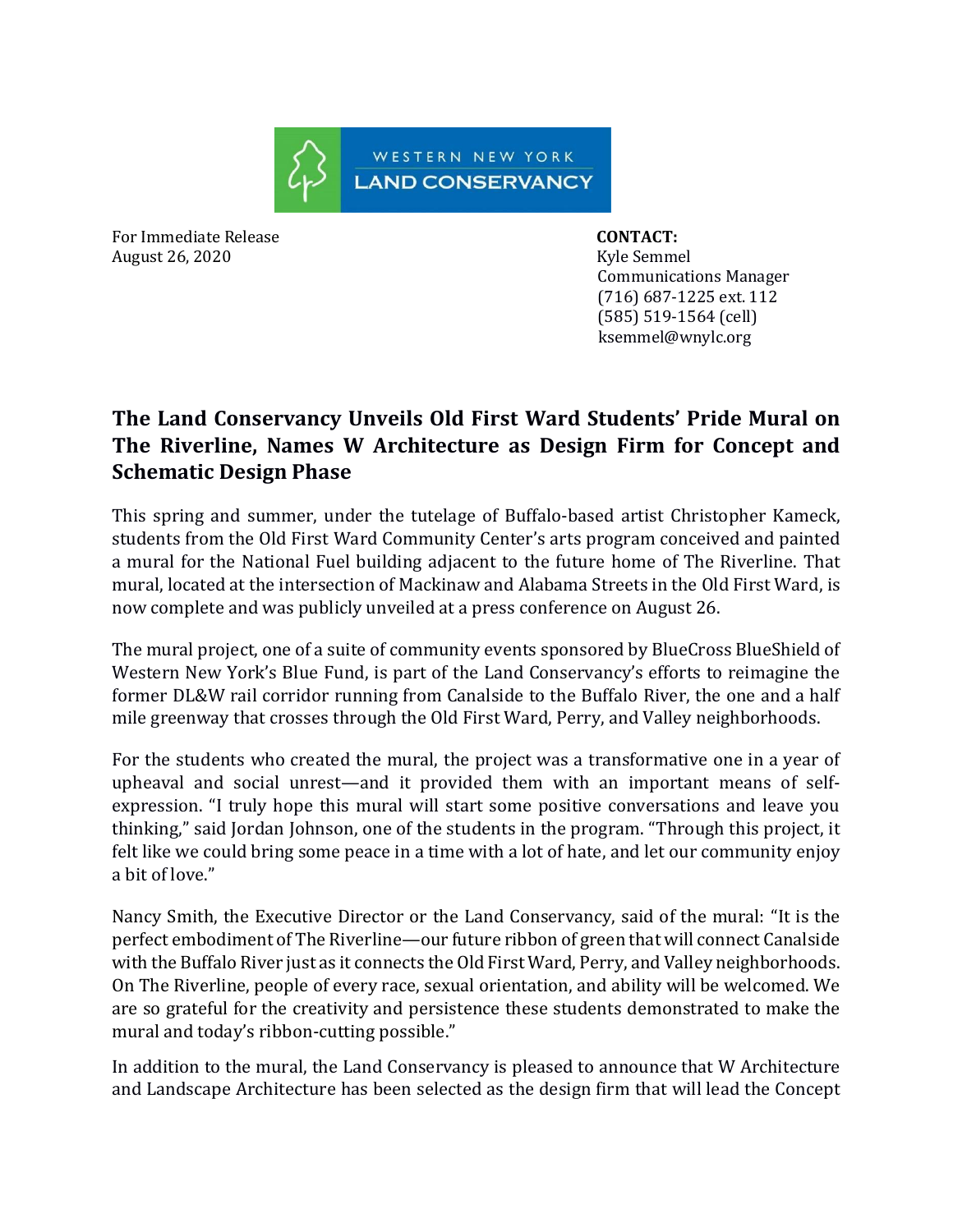WESTERN NEW YORK
LAND CONSERVANCY

For Immediate Release
August 26, 2020

**CONTACT:**
Kyle Semmel
Communications Manager
(716) 687-1225 ext. 112
(585) 519-1564 (cell)
ksemmel@wnylc.org

# The Land Conservancy Unveils Old First Ward Students' Pride Mural on The Riverline, Names W Architecture as Design Firm for Concept and Schematic Design Phase

This spring and summer, under the tutelage of Buffalo-based artist Christopher Kameck, students from the Old First Ward Community Center's arts program conceived and painted a mural for the National Fuel building adjacent to the future home of The Riverline. That mural, located at the intersection of Mackinaw and Alabama Streets in the Old First Ward, is now complete and was publicly unveiled at a press conference on August 26.

The mural project, one of a suite of community events sponsored by BlueCross BlueShield of Western New York's Blue Fund, is part of the Land Conservancy's efforts to reimagine the former DL&W rail corridor running from Canalside to the Buffalo River, the one and a half mile greenway that crosses through the Old First Ward, Perry, and Valley neighborhoods.

For the students who created the mural, the project was a transformative one in a year of upheaval and social unrest—and it provided them with an important means of self-expression. "I truly hope this mural will start some positive conversations and leave you thinking," said Jordan Johnson, one of the students in the program. "Through this project, it felt like we could bring some peace in a time with a lot of hate, and let our community enjoy a bit of love."

Nancy Smith, the Executive Director or the Land Conservancy, said of the mural: "It is the perfect embodiment of The Riverline—our future ribbon of green that will connect Canalside with the Buffalo River just as it connects the Old First Ward, Perry, and Valley neighborhoods. On The Riverline, people of every race, sexual orientation, and ability will be welcomed. We are so grateful for the creativity and persistence these students demonstrated to make the mural and today's ribbon-cutting possible."

In addition to the mural, the Land Conservancy is pleased to announce that W Architecture and Landscape Architecture has been selected as the design firm that will lead the Concept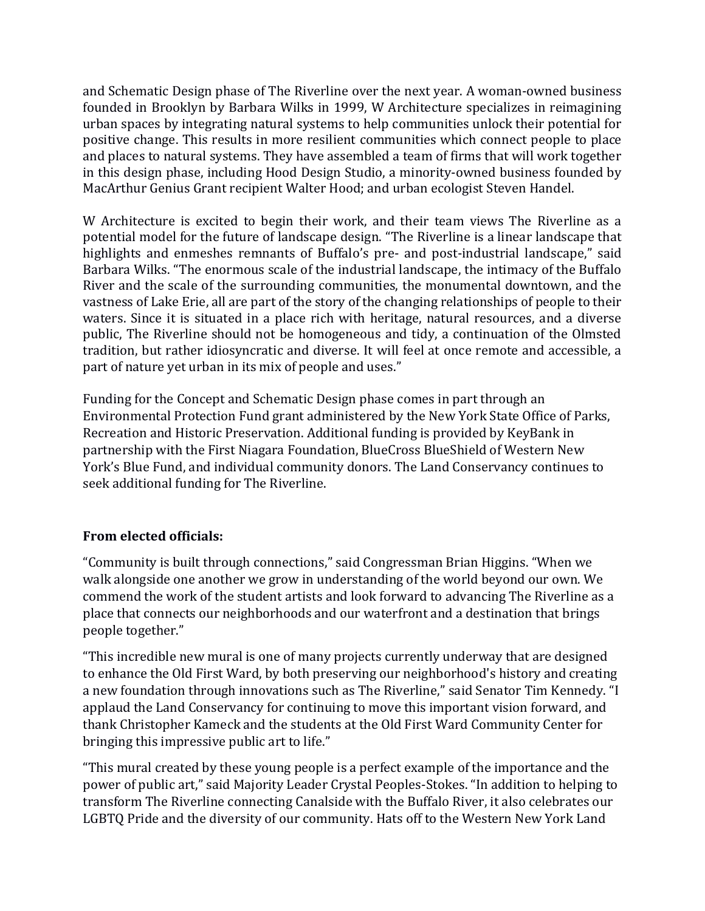and Schematic Design phase of The Riverline over the next year. A woman-owned business founded in Brooklyn by Barbara Wilks in 1999, W Architecture specializes in reimagining urban spaces by integrating natural systems to help communities unlock their potential for positive change. This results in more resilient communities which connect people to place and places to natural systems. They have assembled a team of firms that will work together in this design phase, including Hood Design Studio, a minority-owned business founded by MacArthur Genius Grant recipient Walter Hood; and urban ecologist Steven Handel.

W Architecture is excited to begin their work, and their team views The Riverline as a potential model for the future of landscape design. "The Riverline is a linear landscape that highlights and enmeshes remnants of Buffalo's pre- and post-industrial landscape," said Barbara Wilks. "The enormous scale of the industrial landscape, the intimacy of the Buffalo River and the scale of the surrounding communities, the monumental downtown, and the vastness of Lake Erie, all are part of the story of the changing relationships of people to their waters. Since it is situated in a place rich with heritage, natural resources, and a diverse public, The Riverline should not be homogeneous and tidy, a continuation of the Olmsted tradition, but rather idiosyncratic and diverse. It will feel at once remote and accessible, a part of nature yet urban in its mix of people and uses."

Funding for the Concept and Schematic Design phase comes in part through an Environmental Protection Fund grant administered by the New York State Office of Parks, Recreation and Historic Preservation. Additional funding is provided by KeyBank in partnership with the First Niagara Foundation, BlueCross BlueShield of Western New York's Blue Fund, and individual community donors. The Land Conservancy continues to seek additional funding for The Riverline.

**From elected officials:**

"Community is built through connections," said Congressman Brian Higgins. "When we walk alongside one another we grow in understanding of the world beyond our own. We commend the work of the student artists and look forward to advancing The Riverline as a place that connects our neighborhoods and our waterfront and a destination that brings people together."

"This incredible new mural is one of many projects currently underway that are designed to enhance the Old First Ward, by both preserving our neighborhood's history and creating a new foundation through innovations such as The Riverline," said Senator Tim Kennedy. "I applaud the Land Conservancy for continuing to move this important vision forward, and thank Christopher Kameck and the students at the Old First Ward Community Center for bringing this impressive public art to life."

"This mural created by these young people is a perfect example of the importance and the power of public art," said Majority Leader Crystal Peoples-Stokes. "In addition to helping to transform The Riverline connecting Canalside with the Buffalo River, it also celebrates our LGBTQ Pride and the diversity of our community. Hats off to the Western New York Land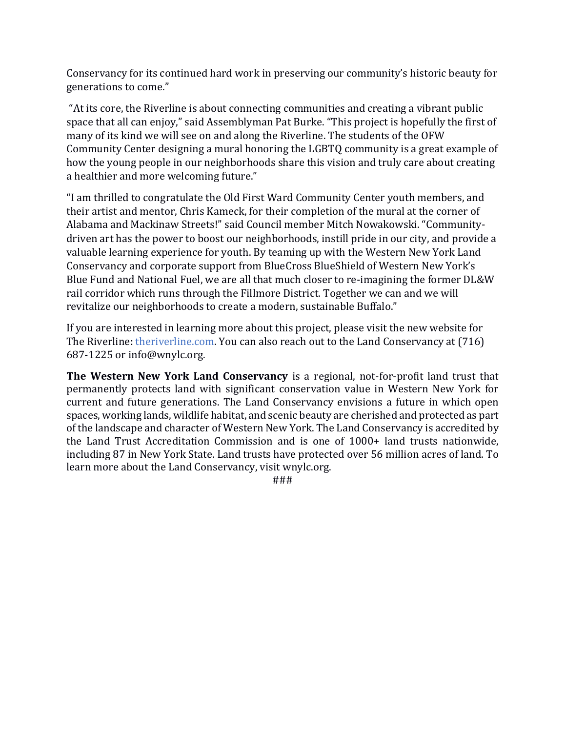Conservancy for its continued hard work in preserving our community's historic beauty for generations to come."

"At its core, the Riverline is about connecting communities and creating a vibrant public space that all can enjoy," said Assemblyman Pat Burke. "This project is hopefully the first of many of its kind we will see on and along the Riverline. The students of the OFW Community Center designing a mural honoring the LGBTQ community is a great example of how the young people in our neighborhoods share this vision and truly care about creating a healthier and more welcoming future."

"I am thrilled to congratulate the Old First Ward Community Center youth members, and their artist and mentor, Chris Kameck, for their completion of the mural at the corner of Alabama and Mackinaw Streets!" said Council member Mitch Nowakowski. "Community-driven art has the power to boost our neighborhoods, instill pride in our city, and provide a valuable learning experience for youth. By teaming up with the Western New York Land Conservancy and corporate support from BlueCross BlueShield of Western New York's Blue Fund and National Fuel, we are all that much closer to re-imagining the former DL&W rail corridor which runs through the Fillmore District. Together we can and we will revitalize our neighborhoods to create a modern, sustainable Buffalo."

If you are interested in learning more about this project, please visit the new website for The Riverline: theriverline.com. You can also reach out to the Land Conservancy at (716) 687-1225 or info@wnylc.org.

**The Western New York Land Conservancy** is a regional, not-for-profit land trust that permanently protects land with significant conservation value in Western New York for current and future generations. The Land Conservancy envisions a future in which open spaces, working lands, wildlife habitat, and scenic beauty are cherished and protected as part of the landscape and character of Western New York. The Land Conservancy is accredited by the Land Trust Accreditation Commission and is one of 1000+ land trusts nationwide, including 87 in New York State. Land trusts have protected over 56 million acres of land. To learn more about the Land Conservancy, visit wnylc.org.

###